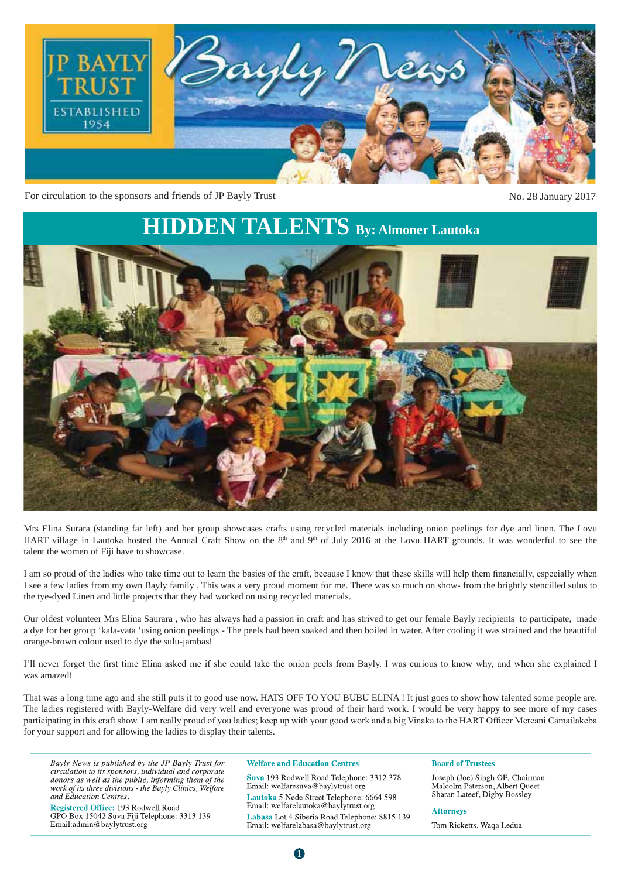# Bayly News

JP BAYLY TRUST

ESTABLISHED 1954

For circulation to the sponsors and friends of JP Bayly Trust

No. 28 January 2017

## HIDDEN TALENTS By: Almoner Lautoka

Mrs Elina Surara (standing far left) and her group showcases crafts using recycled materials including onion peelings for dye and linen. The Lovu HART village in Lautoka hosted the Annual Craft Show on the 8th and 9th of July 2016 at the Lovu HART grounds. It was wonderful to see the talent the women of Fiji have to showcase.

I am so proud of the ladies who take time out to learn the basics of the craft, because I know that these skills will help them financially, especially when I see a few ladies from my own Bayly family . This was a very proud moment for me. There was so much on show- from the brightly stencilled sulus to the tye-dyed Linen and little projects that they had worked on using recycled materials.

Our oldest volunteer Mrs Elina Saurara , who has always had a passion in craft and has strived to get our female Bayly recipients to participate, made a dye for her group 'kala-vata 'using onion peelings - The peels had been soaked and then boiled in water. After cooling it was strained and the beautiful orange-brown colour used to dye the sulu-jambas!

I'll never forget the first time Elina asked me if she could take the onion peels from Bayly. I was curious to know why, and when she explained I was amazed!

That was a long time ago and she still puts it to good use now. HATS OFF TO YOU BUBU ELINA ! It just goes to show how talented some people are. The ladies registered with Bayly-Welfare did very well and everyone was proud of their hard work. I would be very happy to see more of my cases participating in this craft show. I am really proud of you ladies; keep up with your good work and a big Vinaka to the HART Officer Mereani Camailakeba for your support and for allowing the ladies to display their talents.

---

*Bayly News is published by the JP Bayly Trust for circulation to its sponsors, individual and corporate donors as well as the public, informing them of the work of its three divisions - the Bayly Clinics, Welfare and Education Centres.*

**Registered Office:** 193 Rodwell Road
GPO Box 15042 Suva Fiji Telephone: 3313 139
Email:admin@baylytrust.org

**Welfare and Education Centres**

**Suva** 193 Rodwell Road Telephone: 3312 378
Email: welfaresuva@baylytrust.org

**Lautoka** 5 Nede Street Telephone: 6664 598
Email: welfarelautoka@baylytrust.org

**Labasa** Lot 4 Siberia Road Telephone: 8815 139
Email: welfarelabasa@baylytrust.org

**Board of Trustees**

Joseph (Joe) Singh OF, Chairman
Malcolm Paterson, Albert Queet
Sharan Lateef, Digby Bossley

**Attorneys**

Tom Ricketts, Waqa Ledua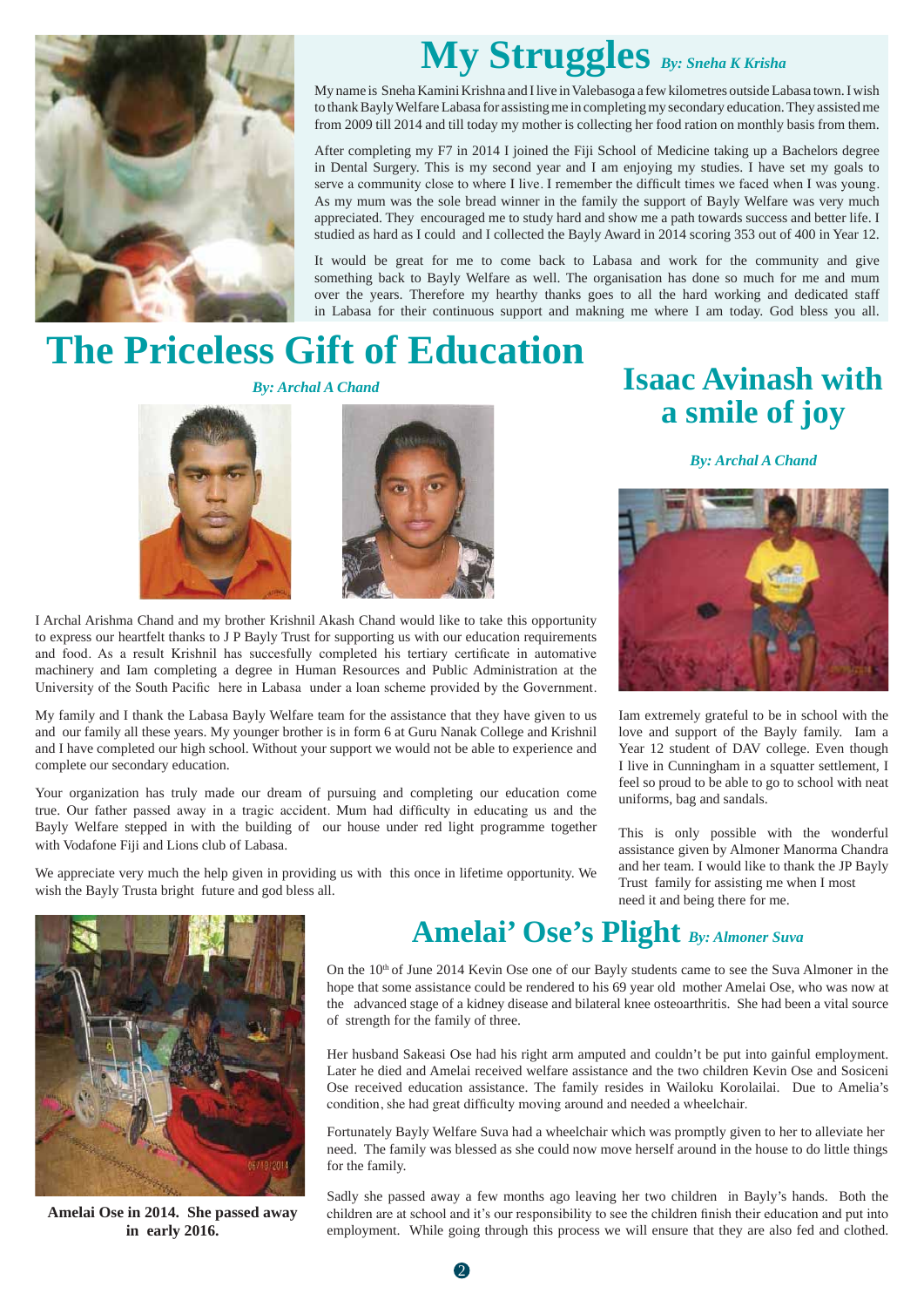# My Struggles *By: Sneha K Krisha*

My name is Sneha Kamini Krishna and I live in Valebasoga a few kilometres outside Labasa town. I wish to thank Bayly Welfare Labasa for assisting me in completing my secondary education. They assisted me from 2009 till 2014 and till today my mother is collecting her food ration on monthly basis from them.

After completing my F7 in 2014 I joined the Fiji School of Medicine taking up a Bachelors degree in Dental Surgery. This is my second year and I am enjoying my studies. I have set my goals to serve a community close to where I live. I remember the difficult times we faced when I was young. As my mum was the sole bread winner in the family the support of Bayly Welfare was very much appreciated. They encouraged me to study hard and show me a path towards success and better life. I studied as hard as I could and I collected the Bayly Award in 2014 scoring 353 out of 400 in Year 12.

It would be great for me to come back to Labasa and work for the community and give something back to Bayly Welfare as well. The organisation has done so much for me and mum over the years. Therefore my hearthy thanks goes to all the hard working and dedicated staff in Labasa for their continuous support and makning me where I am today. God bless you all.

# The Priceless Gift of Education

*By: Archal A Chand*

I Archal Arishma Chand and my brother Krishnil Akash Chand would like to take this opportunity to express our heartfelt thanks to J P Bayly Trust for supporting us with our education requirements and food. As a result Krishnil has succesfully completed his tertiary certificate in automotive machinery and Iam completing a degree in Human Resources and Public Administration at the University of the South Pacific here in Labasa under a loan scheme provided by the Government.

My family and I thank the Labasa Bayly Welfare team for the assistance that they have given to us and our family all these years. My younger brother is in form 6 at Guru Nanak College and Krishnil and I have completed our high school. Without your support we would not be able to experience and complete our secondary education.

Your organization has truly made our dream of pursuing and completing our education come true. Our father passed away in a tragic accident. Mum had difficulty in educating us and the Bayly Welfare stepped in with the building of our house under red light programme together with Vodafone Fiji and Lions club of Labasa.

We appreciate very much the help given in providing us with this once in lifetime opportunity. We wish the Bayly Trusta bright future and god bless all.

# Isaac Avinash with a smile of joy

*By: Archal A Chand*

Iam extremely grateful to be in school with the love and support of the Bayly family. Iam a Year 12 student of DAV college. Even though I live in Cunningham in a squatter settlement, I feel so proud to be able to go to school with neat uniforms, bag and sandals.

This is only possible with the wonderful assistance given by Almoner Manorma Chandra and her team. I would like to thank the JP Bayly Trust family for assisting me when I most need it and being there for me.

# Amelai' Ose's Plight *By: Almoner Suva*

On the 10th of June 2014 Kevin Ose one of our Bayly students came to see the Suva Almoner in the hope that some assistance could be rendered to his 69 year old mother Amelai Ose, who was now at the advanced stage of a kidney disease and bilateral knee osteoarthritis. She had been a vital source of strength for the family of three.

Her husband Sakeasi Ose had his right arm amputed and couldn't be put into gainful employment. Later he died and Amelai received welfare assistance and the two children Kevin Ose and Sosiceni Ose received education assistance. The family resides in Wailoku Korolailai. Due to Amelia's condition, she had great difficulty moving around and needed a wheelchair.

Fortunately Bayly Welfare Suva had a wheelchair which was promptly given to her to alleviate her need. The family was blessed as she could now move herself around in the house to do little things for the family.

Sadly she passed away a few months ago leaving her two children in Bayly's hands. Both the children are at school and it's our responsibility to see the children finish their education and put into employment. While going through this process we will ensure that they are also fed and clothed.

**Amelai Ose in 2014. She passed away in early 2016.**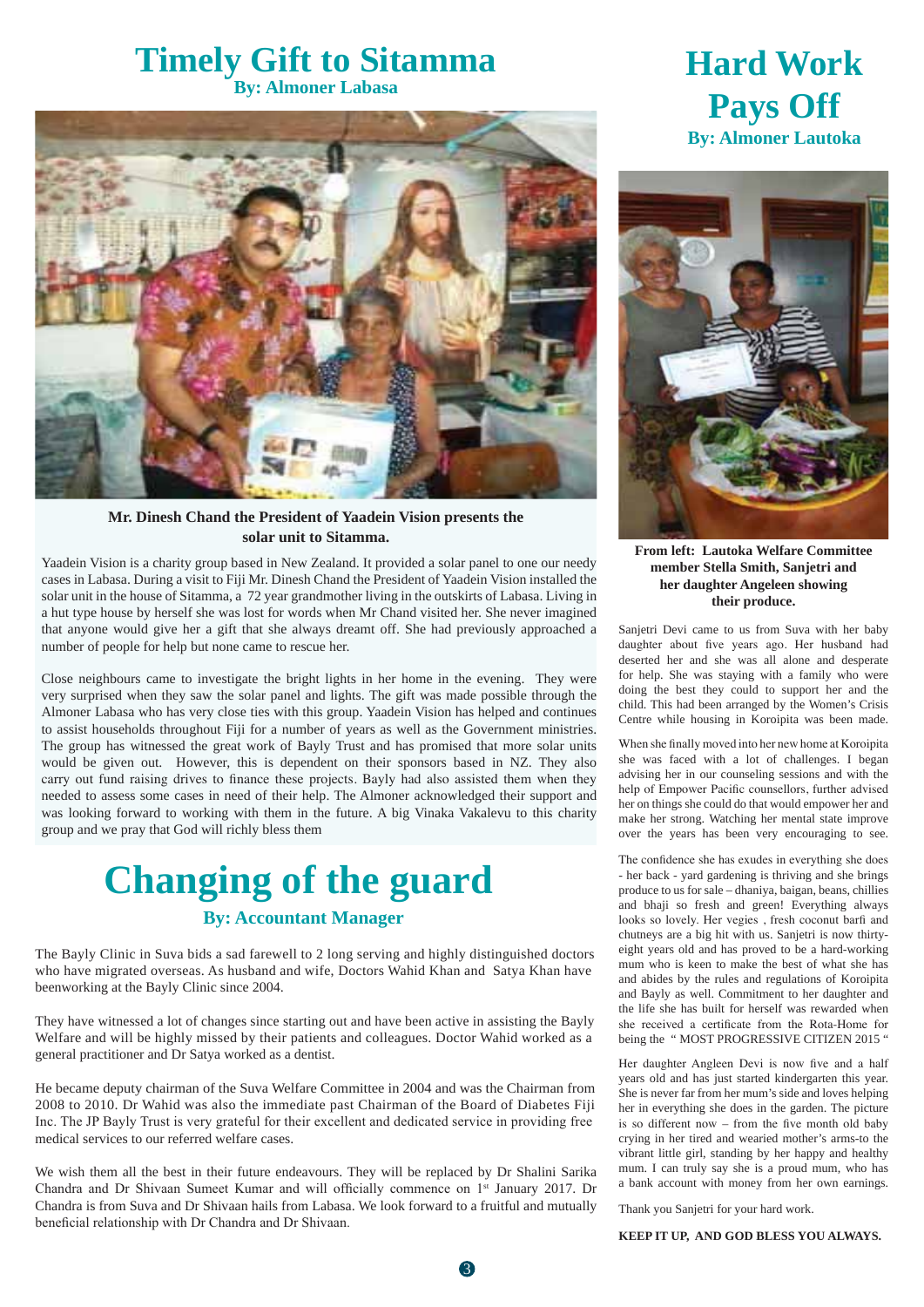# Timely Gift to Sitamma

**By: Almoner Labasa**

**Mr. Dinesh Chand the President of Yaadein Vision presents the solar unit to Sitamma.**

Yaadein Vision is a charity group based in New Zealand. It provided a solar panel to one our needy cases in Labasa. During a visit to Fiji Mr. Dinesh Chand the President of Yaadein Vision installed the solar unit in the house of Sitamma, a 72 year grandmother living in the outskirts of Labasa. Living in a hut type house by herself she was lost for words when Mr Chand visited her. She never imagined that anyone would give her a gift that she always dreamt off. She had previously approached a number of people for help but none came to rescue her.

Close neighbours came to investigate the bright lights in her home in the evening. They were very surprised when they saw the solar panel and lights. The gift was made possible through the Almoner Labasa who has very close ties with this group. Yaadein Vision has helped and continues to assist households throughout Fiji for a number of years as well as the Government ministries. The group has witnessed the great work of Bayly Trust and has promised that more solar units would be given out. However, this is dependent on their sponsors based in NZ. They also carry out fund raising drives to finance these projects. Bayly had also assisted them when they needed to assess some cases in need of their help. The Almoner acknowledged their support and was looking forward to working with them in the future. A big Vinaka Vakalevu to this charity group and we pray that God will richly bless them

# Changing of the guard

**By: Accountant Manager**

The Bayly Clinic in Suva bids a sad farewell to 2 long serving and highly distinguished doctors who have migrated overseas. As husband and wife, Doctors Wahid Khan and Satya Khan have beenworking at the Bayly Clinic since 2004.

They have witnessed a lot of changes since starting out and have been active in assisting the Bayly Welfare and will be highly missed by their patients and colleagues. Doctor Wahid worked as a general practitioner and Dr Satya worked as a dentist.

He became deputy chairman of the Suva Welfare Committee in 2004 and was the Chairman from 2008 to 2010. Dr Wahid was also the immediate past Chairman of the Board of Diabetes Fiji Inc. The JP Bayly Trust is very grateful for their excellent and dedicated service in providing free medical services to our referred welfare cases.

We wish them all the best in their future endeavours. They will be replaced by Dr Shalini Sarika Chandra and Dr Shivaan Sumeet Kumar and will officially commence on 1st January 2017. Dr Chandra is from Suva and Dr Shivaan hails from Labasa. We look forward to a fruitful and mutually beneficial relationship with Dr Chandra and Dr Shivaan.

# Hard Work Pays Off

**By: Almoner Lautoka**

**From left: Lautoka Welfare Committee member Stella Smith, Sanjetri and her daughter Angeleen showing their produce.**

Sanjetri Devi came to us from Suva with her baby daughter about five years ago. Her husband had deserted her and she was all alone and desperate for help. She was staying with a family who were doing the best they could to support her and the child. This had been arranged by the Women's Crisis Centre while housing in Koroipita was been made.

When she finally moved into her new home at Koroipita she was faced with a lot of challenges. I began advising her in our counseling sessions and with the help of Empower Pacific counsellors, further advised her on things she could do that would empower her and make her strong. Watching her mental state improve over the years has been very encouraging to see.

The confidence she has exudes in everything she does - her back - yard gardening is thriving and she brings produce to us for sale – dhaniya, baigan, beans, chillies and bhaji so fresh and green! Everything always looks so lovely. Her vegies , fresh coconut barfi and chutneys are a big hit with us. Sanjetri is now thirty-eight years old and has proved to be a hard-working mum who is keen to make the best of what she has and abides by the rules and regulations of Koroipita and Bayly as well. Commitment to her daughter and the life she has built for herself was rewarded when she received a certificate from the Rota-Home for being the " MOST PROGRESSIVE CITIZEN 2015 "

Her daughter Angleen Devi is now five and a half years old and has just started kindergarten this year. She is never far from her mum's side and loves helping her in everything she does in the garden. The picture is so different now – from the five month old baby crying in her tired and wearied mother's arms-to the vibrant little girl, standing by her happy and healthy mum. I can truly say she is a proud mum, who has a bank account with money from her own earnings.

Thank you Sanjetri for your hard work.

**KEEP IT UP, AND GOD BLESS YOU ALWAYS.**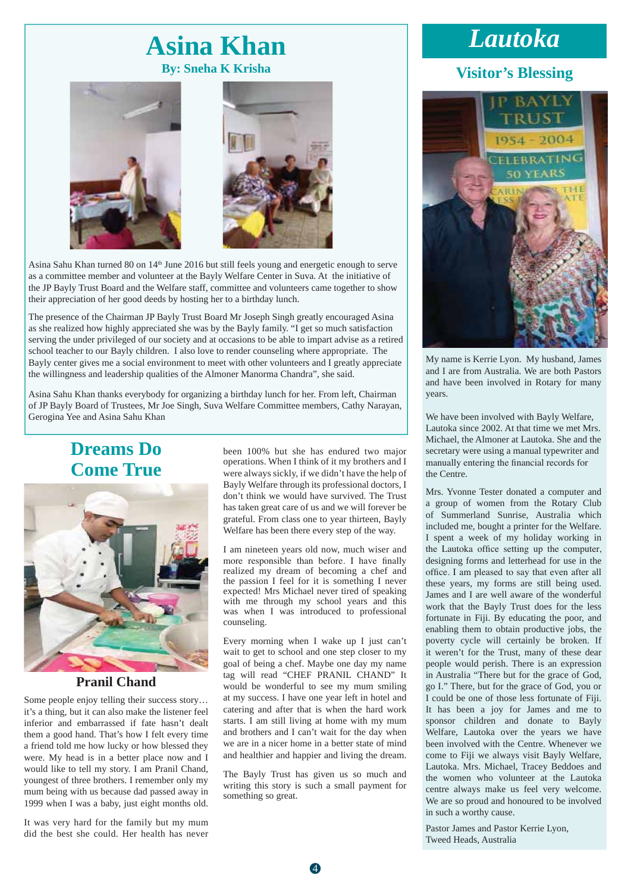# Asina Khan

**By: Sneha K Krisha**

Asina Sahu Khan turned 80 on 14th June 2016 but still feels young and energetic enough to serve as a committee member and volunteer at the Bayly Welfare Center in Suva. At the initiative of the JP Bayly Trust Board and the Welfare staff, committee and volunteers came together to show their appreciation of her good deeds by hosting her to a birthday lunch.

The presence of the Chairman JP Bayly Trust Board Mr Joseph Singh greatly encouraged Asina as she realized how highly appreciated she was by the Bayly family. "I get so much satisfaction serving the under privileged of our society and at occasions to be able to impart advise as a retired school teacher to our Bayly children. I also love to render counseling where appropriate. The Bayly center gives me a social environment to meet with other volunteers and I greatly appreciate the willingness and leadership qualities of the Almoner Manorma Chandra", she said.

Asina Sahu Khan thanks everybody for organizing a birthday lunch for her. From left, Chairman of JP Bayly Board of Trustees, Mr Joe Singh, Suva Welfare Committee members, Cathy Narayan, Gerogina Yee and Asina Sahu Khan

# Dreams Do Come True

**Pranil Chand**

Some people enjoy telling their success story… it's a thing, but it can also make the listener feel inferior and embarrassed if fate hasn't dealt them a good hand. That's how I felt every time a friend told me how lucky or how blessed they were. My head is in a better place now and I would like to tell my story. I am Pranil Chand, youngest of three brothers. I remember only my mum being with us because dad passed away in 1999 when I was a baby, just eight months old.

It was very hard for the family but my mum did the best she could. Her health has never been 100% but she has endured two major operations. When I think of it my brothers and I were always sickly, if we didn't have the help of Bayly Welfare through its professional doctors, I don't think we would have survived. The Trust has taken great care of us and we will forever be grateful. From class one to year thirteen, Bayly Welfare has been there every step of the way.

I am nineteen years old now, much wiser and more responsible than before. I have finally realized my dream of becoming a chef and the passion I feel for it is something I never expected! Mrs Michael never tired of speaking with me through my school years and this was when I was introduced to professional counseling.

Every morning when I wake up I just can't wait to go to school and one step closer to my goal of being a chef. Maybe one day my name tag will read "CHEF PRANIL CHAND" It would be wonderful to see my mum smiling at my success. I have one year left in hotel and catering and after that is when the hard work starts. I am still living at home with my mum and brothers and I can't wait for the day when we are in a nicer home in a better state of mind and healthier and happier and living the dream.

The Bayly Trust has given us so much and writing this story is such a small payment for something so great.

# *Lautoka*

## Visitor's Blessing

My name is Kerrie Lyon. My husband, James and I are from Australia. We are both Pastors and have been involved in Rotary for many years.

We have been involved with Bayly Welfare, Lautoka since 2002. At that time we met Mrs. Michael, the Almoner at Lautoka. She and the secretary were using a manual typewriter and manually entering the financial records for the Centre.

Mrs. Yvonne Tester donated a computer and a group of women from the Rotary Club of Summerland Sunrise, Australia which included me, bought a printer for the Welfare. I spent a week of my holiday working in the Lautoka office setting up the computer, designing forms and letterhead for use in the office. I am pleased to say that even after all these years, my forms are still being used. James and I are well aware of the wonderful work that the Bayly Trust does for the less fortunate in Fiji. By educating the poor, and enabling them to obtain productive jobs, the poverty cycle will certainly be broken. If it weren't for the Trust, many of these dear people would perish. There is an expression in Australia "There but for the grace of God, go I." There, but for the grace of God, you or I could be one of those less fortunate of Fiji. It has been a joy for James and me to sponsor children and donate to Bayly Welfare, Lautoka over the years we have been involved with the Centre. Whenever we come to Fiji we always visit Bayly Welfare, Lautoka. Mrs. Michael, Tracey Beddoes and the women who volunteer at the Lautoka centre always make us feel very welcome. We are so proud and honoured to be involved in such a worthy cause.

Pastor James and Pastor Kerrie Lyon,
Tweed Heads, Australia